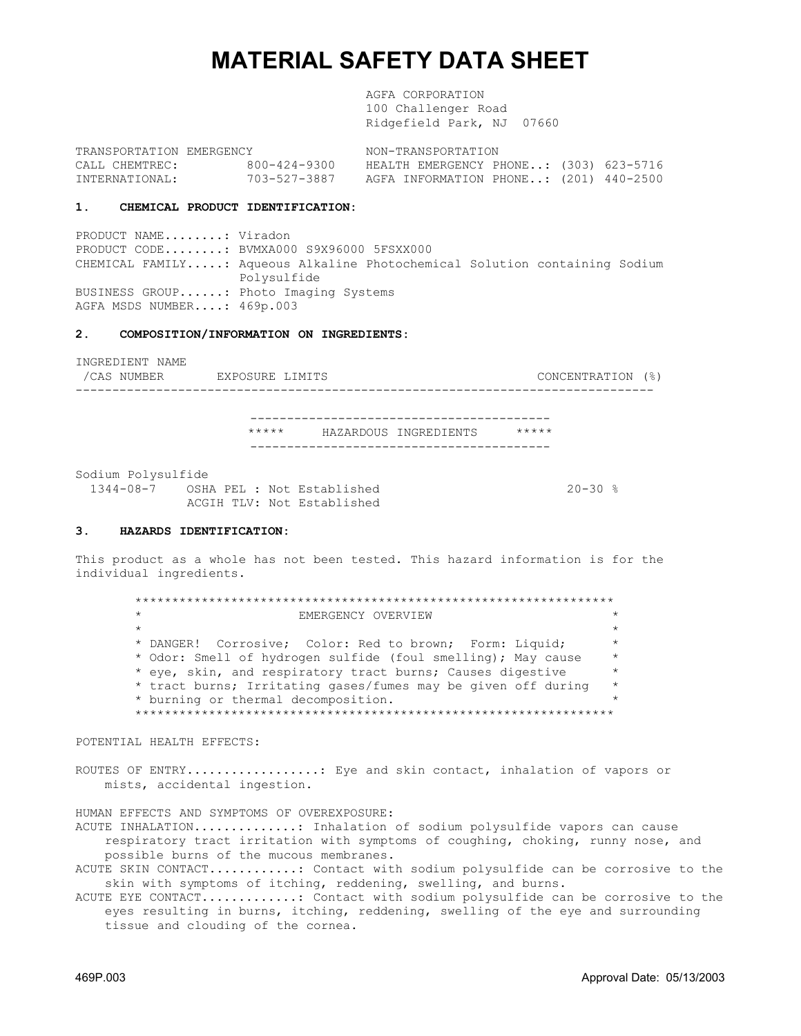# MATERIAL SAFETY DATA SHEET

AGFA CORPORATION
100 Challenger Road
Ridgefield Park, NJ 07660

| TRANSPORTATION EMERGENCY | | NON-TRANSPORTATION |
|---|---|---|
| CALL CHEMTREC: | 800-424-9300 | HEALTH EMERGENCY PHONE..: (303) 623-5716 |
| INTERNATIONAL: | 703-527-3887 | AGFA INFORMATION PHONE..: (201) 440-2500 |

## 1. CHEMICAL PRODUCT IDENTIFICATION:

PRODUCT NAME........: Viradon
PRODUCT CODE........: BVMXA000 S9X96000 5FSXX000
CHEMICAL FAMILY.....: Aqueous Alkaline Photochemical Solution containing Sodium Polysulfide
BUSINESS GROUP......: Photo Imaging Systems
AGFA MSDS NUMBER....: 469p.003

## 2. COMPOSITION/INFORMATION ON INGREDIENTS:

| INGREDIENT NAME /CAS NUMBER | EXPOSURE LIMITS | CONCENTRATION (%) |
|---|---|---|
| ***** HAZARDOUS INGREDIENTS ***** | | |
| Sodium Polysulfide 1344-08-7 | OSHA PEL : Not Established<br>ACGIH TLV: Not Established | 20-30 % |

## 3. HAZARDS IDENTIFICATION:

This product as a whole has not been tested. This hazard information is for the individual ingredients.

**EMERGENCY OVERVIEW**

DANGER! Corrosive; Color: Red to brown; Form: Liquid; Odor: Smell of hydrogen sulfide (foul smelling); May cause eye, skin, and respiratory tract burns; Causes digestive tract burns; Irritating gases/fumes may be given off during burning or thermal decomposition.

POTENTIAL HEALTH EFFECTS:

ROUTES OF ENTRY..................: Eye and skin contact, inhalation of vapors or mists, accidental ingestion.

HUMAN EFFECTS AND SYMPTOMS OF OVEREXPOSURE:

ACUTE INHALATION..............: Inhalation of sodium polysulfide vapors can cause respiratory tract irritation with symptoms of coughing, choking, runny nose, and possible burns of the mucous membranes.

ACUTE SKIN CONTACT............: Contact with sodium polysulfide can be corrosive to the skin with symptoms of itching, reddening, swelling, and burns.

ACUTE EYE CONTACT.............: Contact with sodium polysulfide can be corrosive to the eyes resulting in burns, itching, reddening, swelling of the eye and surrounding tissue and clouding of the cornea.

469P.003 Approval Date: 05/13/2003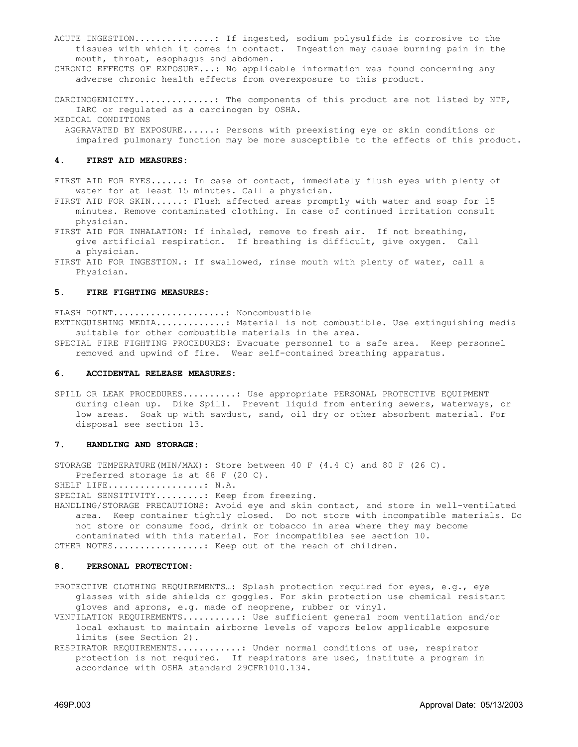ACUTE INGESTION...............: If ingested, sodium polysulfide is corrosive to the tissues with which it comes in contact. Ingestion may cause burning pain in the mouth, throat, esophagus and abdomen.

CHRONIC EFFECTS OF EXPOSURE...: No applicable information was found concerning any adverse chronic health effects from overexposure to this product.

CARCINOGENICITY..............: The components of this product are not listed by NTP, IARC or regulated as a carcinogen by OSHA.

MEDICAL CONDITIONS AGGRAVATED BY EXPOSURE......: Persons with preexisting eye or skin conditions or impaired pulmonary function may be more susceptible to the effects of this product.

## 4. FIRST AID MEASURES:

FIRST AID FOR EYES......: In case of contact, immediately flush eyes with plenty of water for at least 15 minutes. Call a physician.

FIRST AID FOR SKIN......: Flush affected areas promptly with water and soap for 15 minutes. Remove contaminated clothing. In case of continued irritation consult physician.

FIRST AID FOR INHALATION: If inhaled, remove to fresh air. If not breathing, give artificial respiration. If breathing is difficult, give oxygen. Call a physician.

FIRST AID FOR INGESTION.: If swallowed, rinse mouth with plenty of water, call a Physician.

## 5. FIRE FIGHTING MEASURES:

FLASH POINT....................: Noncombustible

EXTINGUISHING MEDIA............: Material is not combustible. Use extinguishing media suitable for other combustible materials in the area.

SPECIAL FIRE FIGHTING PROCEDURES: Evacuate personnel to a safe area. Keep personnel removed and upwind of fire. Wear self-contained breathing apparatus.

## 6. ACCIDENTAL RELEASE MEASURES:

SPILL OR LEAK PROCEDURES..........: Use appropriate PERSONAL PROTECTIVE EQUIPMENT during clean up. Dike Spill. Prevent liquid from entering sewers, waterways, or low areas. Soak up with sawdust, sand, oil dry or other absorbent material. For disposal see section 13.

## 7. HANDLING AND STORAGE:

STORAGE TEMPERATURE(MIN/MAX): Store between 40 F (4.4 C) and 80 F (26 C). Preferred storage is at 68 F (20 C).

SHELF LIFE.................: N.A.

SPECIAL SENSITIVITY.........: Keep from freezing.

HANDLING/STORAGE PRECAUTIONS: Avoid eye and skin contact, and store in well-ventilated area. Keep container tightly closed. Do not store with incompatible materials. Do not store or consume food, drink or tobacco in area where they may become contaminated with this material. For incompatibles see section 10.

OTHER NOTES................: Keep out of the reach of children.

## 8. PERSONAL PROTECTION:

PROTECTIVE CLOTHING REQUIREMENTS…: Splash protection required for eyes, e.g., eye glasses with side shields or goggles. For skin protection use chemical resistant gloves and aprons, e.g. made of neoprene, rubber or vinyl.

VENTILATION REQUIREMENTS..........: Use sufficient general room ventilation and/or local exhaust to maintain airborne levels of vapors below applicable exposure limits (see Section 2).

RESPIRATOR REQUIREMENTS...........: Under normal conditions of use, respirator protection is not required. If respirators are used, institute a program in accordance with OSHA standard 29CFR1010.134.

469P.003 Approval Date: 05/13/2003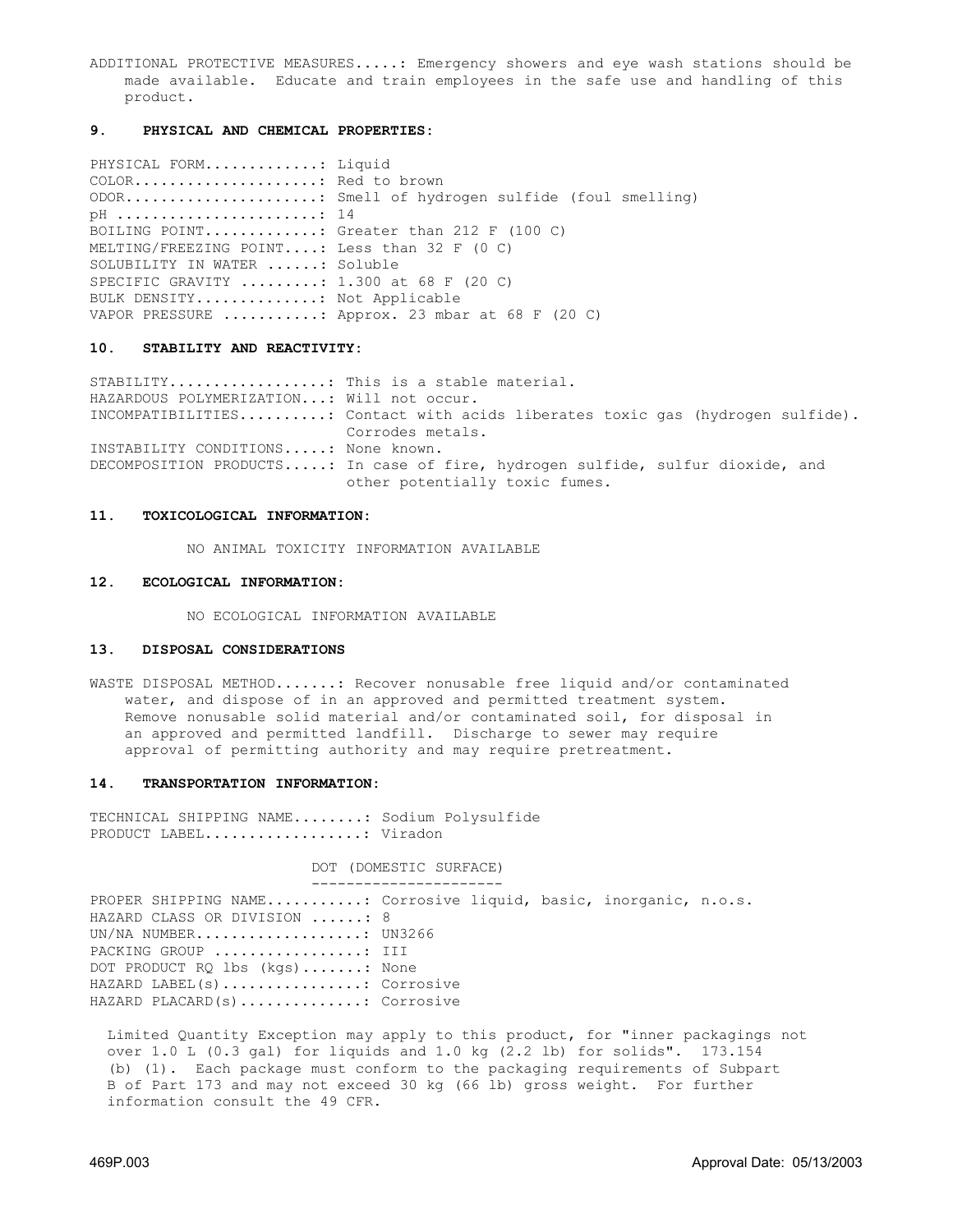ADDITIONAL PROTECTIVE MEASURES.....: Emergency showers and eye wash stations should be made available. Educate and train employees in the safe use and handling of this product.

## 9. PHYSICAL AND CHEMICAL PROPERTIES:

PHYSICAL FORM.............: Liquid
COLOR.....................: Red to brown
ODOR......................: Smell of hydrogen sulfide (foul smelling)
pH .......................: 14
BOILING POINT.............: Greater than 212 F (100 C)
MELTING/FREEZING POINT....: Less than 32 F (0 C)
SOLUBILITY IN WATER ......: Soluble
SPECIFIC GRAVITY .........: 1.300 at 68 F (20 C)
BULK DENSITY..............: Not Applicable
VAPOR PRESSURE ...........: Approx. 23 mbar at 68 F (20 C)

## 10. STABILITY AND REACTIVITY:

STABILITY..................: This is a stable material.
HAZARDOUS POLYMERIZATION...: Will not occur.
INCOMPATIBILITIES..........: Contact with acids liberates toxic gas (hydrogen sulfide). Corrodes metals.
INSTABILITY CONDITIONS.....: None known.
DECOMPOSITION PRODUCTS.....: In case of fire, hydrogen sulfide, sulfur dioxide, and other potentially toxic fumes.

## 11. TOXICOLOGICAL INFORMATION:

NO ANIMAL TOXICITY INFORMATION AVAILABLE

## 12. ECOLOGICAL INFORMATION:

NO ECOLOGICAL INFORMATION AVAILABLE

## 13. DISPOSAL CONSIDERATIONS

WASTE DISPOSAL METHOD.......: Recover nonusable free liquid and/or contaminated water, and dispose of in an approved and permitted treatment system. Remove nonusable solid material and/or contaminated soil, for disposal in an approved and permitted landfill. Discharge to sewer may require approval of permitting authority and may require pretreatment.

## 14. TRANSPORTATION INFORMATION:

TECHNICAL SHIPPING NAME........: Sodium Polysulfide
PRODUCT LABEL..................: Viradon

DOT (DOMESTIC SURFACE)

PROPER SHIPPING NAME...........: Corrosive liquid, basic, inorganic, n.o.s.
HAZARD CLASS OR DIVISION ......: 8
UN/NA NUMBER...................: UN3266
PACKING GROUP .................: III
DOT PRODUCT RQ lbs (kgs).......: None
HAZARD LABEL(s)................: Corrosive
HAZARD PLACARD(s)..............: Corrosive

Limited Quantity Exception may apply to this product, for "inner packagings not over 1.0 L (0.3 gal) for liquids and 1.0 kg (2.2 lb) for solids". 173.154 (b) (1). Each package must conform to the packaging requirements of Subpart B of Part 173 and may not exceed 30 kg (66 lb) gross weight. For further information consult the 49 CFR.

469P.003 Approval Date: 05/13/2003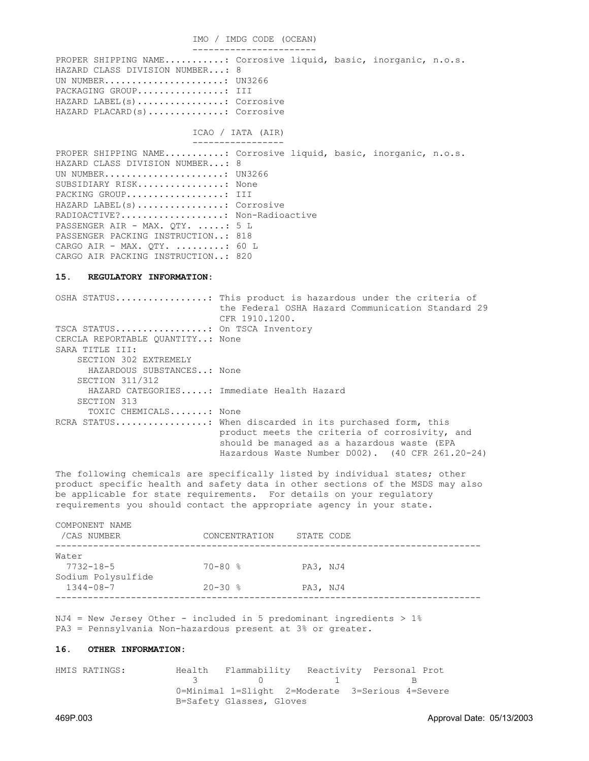### IMO / IMDG CODE (OCEAN)

PROPER SHIPPING NAME..........: Corrosive liquid, basic, inorganic, n.o.s.
HAZARD CLASS DIVISION NUMBER...: 8
UN NUMBER......................: UN3266
PACKAGING GROUP................: III
HAZARD LABEL(s)................: Corrosive
HAZARD PLACARD(s)..............: Corrosive

### ICAO / IATA (AIR)

PROPER SHIPPING NAME..........: Corrosive liquid, basic, inorganic, n.o.s.
HAZARD CLASS DIVISION NUMBER...: 8
UN NUMBER......................: UN3266
SUBSIDIARY RISK................: None
PACKING GROUP..................: III
HAZARD LABEL(s)................: Corrosive
RADIOACTIVE?...................: Non-Radioactive
PASSENGER AIR - MAX. QTY. .....: 5 L
PASSENGER PACKING INSTRUCTION..: 818
CARGO AIR - MAX. QTY. .........: 60 L
CARGO AIR PACKING INSTRUCTION..: 820

## 15. REGULATORY INFORMATION:

OSHA STATUS.................: This product is hazardous under the criteria of the Federal OSHA Hazard Communication Standard 29 CFR 1910.1200.
TSCA STATUS.................: On TSCA Inventory
CERCLA REPORTABLE QUANTITY..: None
SARA TITLE III:
- SECTION 302 EXTREMELY HAZARDOUS SUBSTANCES..: None
- SECTION 311/312 HAZARD CATEGORIES.....: Immediate Health Hazard
- SECTION 313 TOXIC CHEMICALS.......: None

RCRA STATUS.................: When discarded in its purchased form, this product meets the criteria of corrosivity, and should be managed as a hazardous waste (EPA Hazardous Waste Number D002). (40 CFR 261.20-24)

The following chemicals are specifically listed by individual states; other product specific health and safety data in other sections of the MSDS may also be applicable for state requirements. For details on your regulatory requirements you should contact the appropriate agency in your state.

| COMPONENT NAME /CAS NUMBER | CONCENTRATION | STATE CODE |
|---|---|---|
| Water 7732-18-5 | 70-80 % | PA3, NJ4 |
| Sodium Polysulfide 1344-08-7 | 20-30 % | PA3, NJ4 |

NJ4 = New Jersey Other - included in 5 predominant ingredients > 1%
PA3 = Pennsylvania Non-hazardous present at 3% or greater.

## 16. OTHER INFORMATION:

HMIS RATINGS:

| Health | Flammability | Reactivity | Personal Prot |
|---|---|---|---|
| 3 | 0 | 1 | B |

0=Minimal 1=Slight 2=Moderate 3=Serious 4=Severe
B=Safety Glasses, Gloves

469P.003 Approval Date: 05/13/2003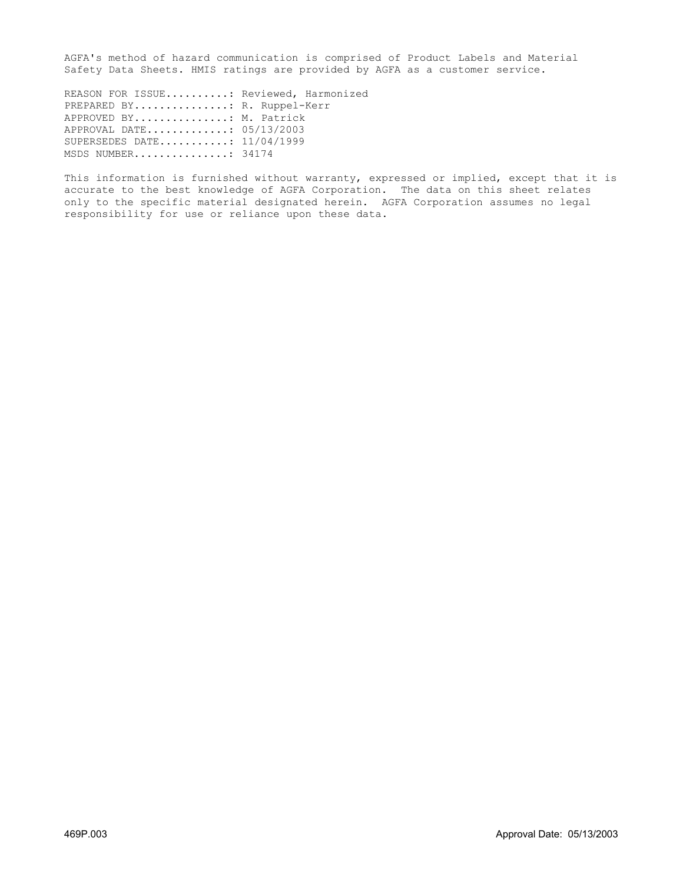AGFA's method of hazard communication is comprised of Product Labels and Material Safety Data Sheets. HMIS ratings are provided by AGFA as a customer service.

REASON FOR ISSUE..........: Reviewed, Harmonized
PREPARED BY...............: R. Ruppel-Kerr
APPROVED BY...............: M. Patrick
APPROVAL DATE.............: 05/13/2003
SUPERSEDES DATE...........: 11/04/1999
MSDS NUMBER...............: 34174

This information is furnished without warranty, expressed or implied, except that it is accurate to the best knowledge of AGFA Corporation. The data on this sheet relates only to the specific material designated herein. AGFA Corporation assumes no legal responsibility for use or reliance upon these data.